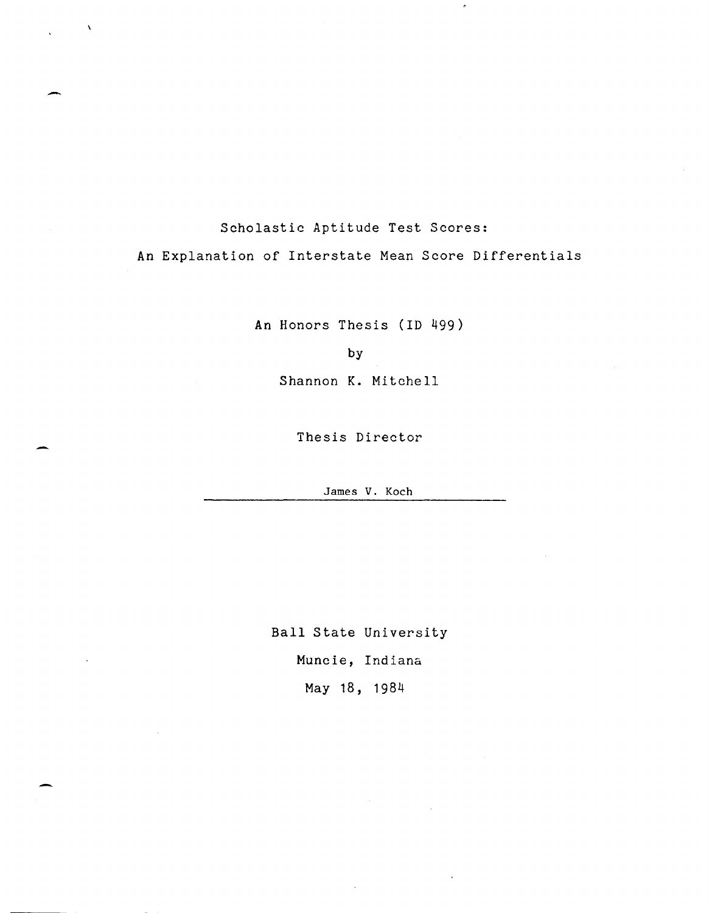# Scholastic Aptitude Test Scores:
## An Explanation of Interstate Mean Score Differentials

An Honors Thesis (ID 499)

by

Shannon K. Mitchell

Thesis Director

James V. Koch

Ball State University

Muncie, Indiana

May 18, 1984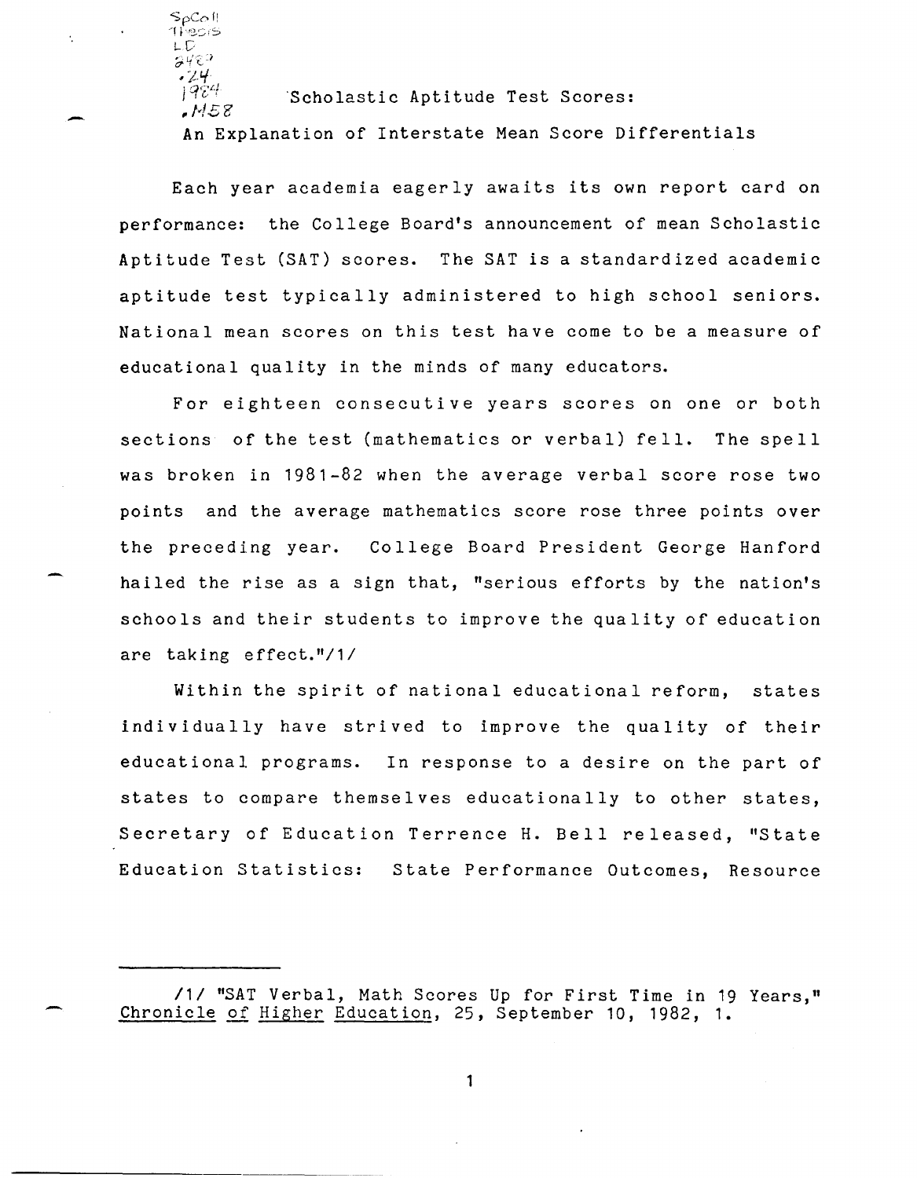# Scholastic Aptitude Test Scores: An Explanation of Interstate Mean Score Differentials

Each year academia eagerly awaits its own report card on performance: the College Board's announcement of mean Scholastic Aptitude Test (SAT) scores. The SAT is a standardized academic aptitude test typically administered to high school seniors. National mean scores on this test have come to be a measure of educational quality in the minds of many educators.

For eighteen consecutive years scores on one or both sections of the test (mathematics or verbal) fell. The spell was broken in 1981-82 when the average verbal score rose two points and the average mathematics score rose three points over the preceding year. College Board President George Hanford hailed the rise as a sign that, "serious efforts by the nation's schools and their students to improve the quality of education are taking effect."/1/

Within the spirit of national educational reform, states individually have strived to improve the quality of their educational programs. In response to a desire on the part of states to compare themselves educationally to other states, Secretary of Education Terrence H. Bell released, "State Education Statistics: State Performance Outcomes, Resource

---

/1/ "SAT Verbal, Math Scores Up for First Time in 19 Years," Chronicle of Higher Education, 25, September 10, 1982, 1.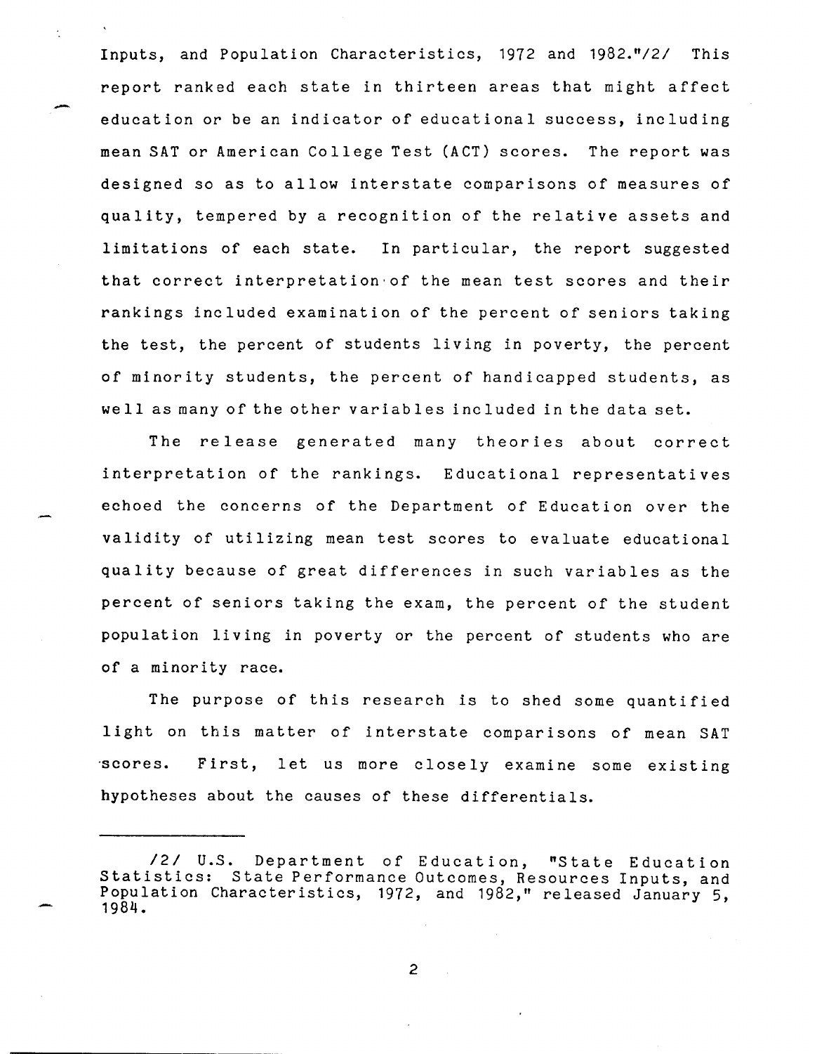Inputs, and Population Characteristics, 1972 and 1982."/2/ This report ranked each state in thirteen areas that might affect education or be an indicator of educational success, including mean SAT or American College Test (ACT) scores. The report was designed so as to allow interstate comparisons of measures of quality, tempered by a recognition of the relative assets and limitations of each state. In particular, the report suggested that correct interpretation of the mean test scores and their rankings included examination of the percent of seniors taking the test, the percent of students living in poverty, the percent of minority students, the percent of handicapped students, as well as many of the other variables included in the data set.

The release generated many theories about correct interpretation of the rankings. Educational representatives echoed the concerns of the Department of Education over the validity of utilizing mean test scores to evaluate educational quality because of great differences in such variables as the percent of seniors taking the exam, the percent of the student population living in poverty or the percent of students who are of a minority race.

The purpose of this research is to shed some quantified light on this matter of interstate comparisons of mean SAT scores. First, let us more closely examine some existing hypotheses about the causes of these differentials.

---

/2/ U.S. Department of Education, "State Education Statistics: State Performance Outcomes, Resources Inputs, and Population Characteristics, 1972, and 1982," released January 5, 1984.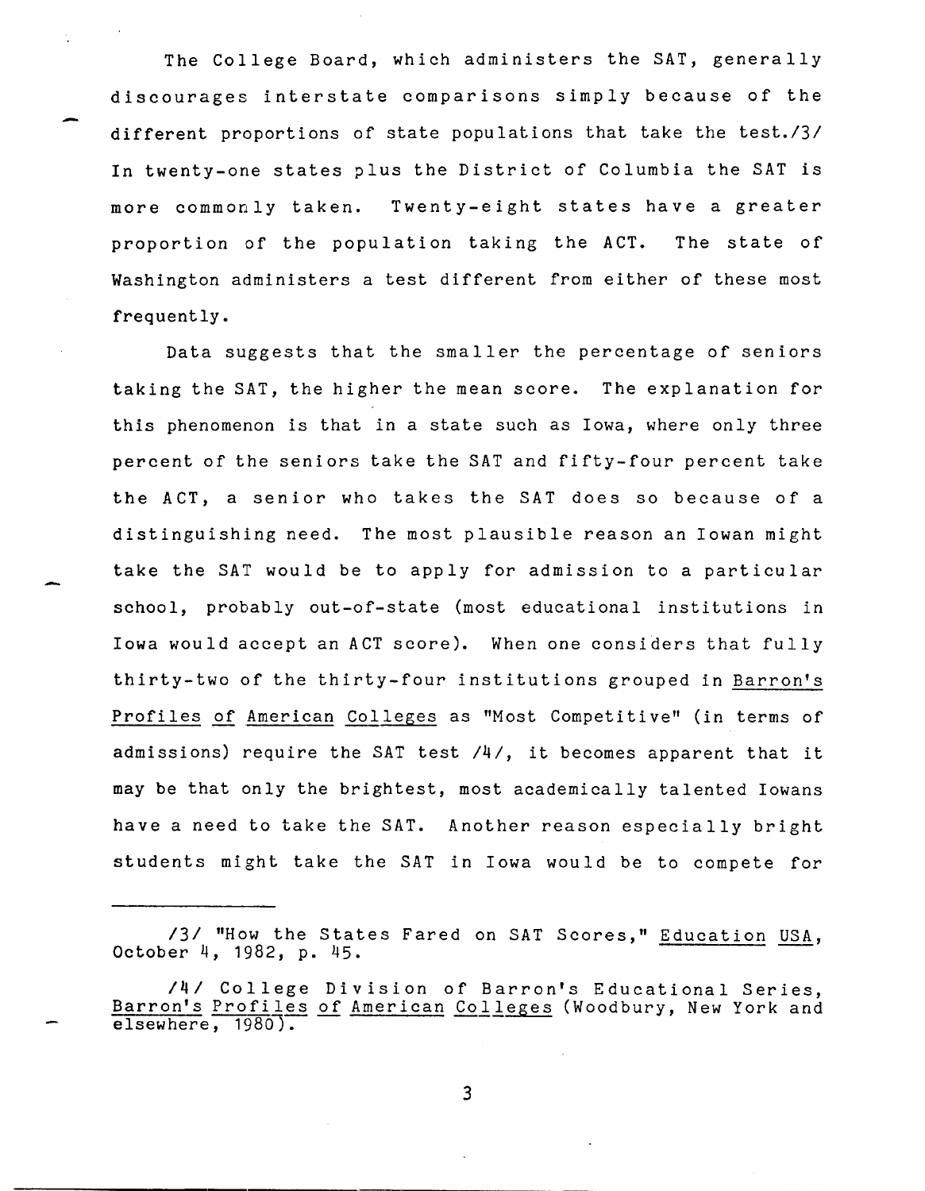The College Board, which administers the SAT, generally discourages interstate comparisons simply because of the different proportions of state populations that take the test./3/ In twenty-one states plus the District of Columbia the SAT is more commonly taken. Twenty-eight states have a greater proportion of the population taking the ACT. The state of Washington administers a test different from either of these most frequently.

Data suggests that the smaller the percentage of seniors taking the SAT, the higher the mean score. The explanation for this phenomenon is that in a state such as Iowa, where only three percent of the seniors take the SAT and fifty-four percent take the ACT, a senior who takes the SAT does so because of a distinguishing need. The most plausible reason an Iowan might take the SAT would be to apply for admission to a particular school, probably out-of-state (most educational institutions in Iowa would accept an ACT score). When one considers that fully thirty-two of the thirty-four institutions grouped in Barron's Profiles of American Colleges as "Most Competitive" (in terms of admissions) require the SAT test /4/, it becomes apparent that it may be that only the brightest, most academically talented Iowans have a need to take the SAT. Another reason especially bright students might take the SAT in Iowa would be to compete for

---

/3/ "How the States Fared on SAT Scores," Education USA, October 4, 1982, p. 45.

/4/ College Division of Barron's Educational Series, Barron's Profiles of American Colleges (Woodbury, New York and elsewhere, 1980).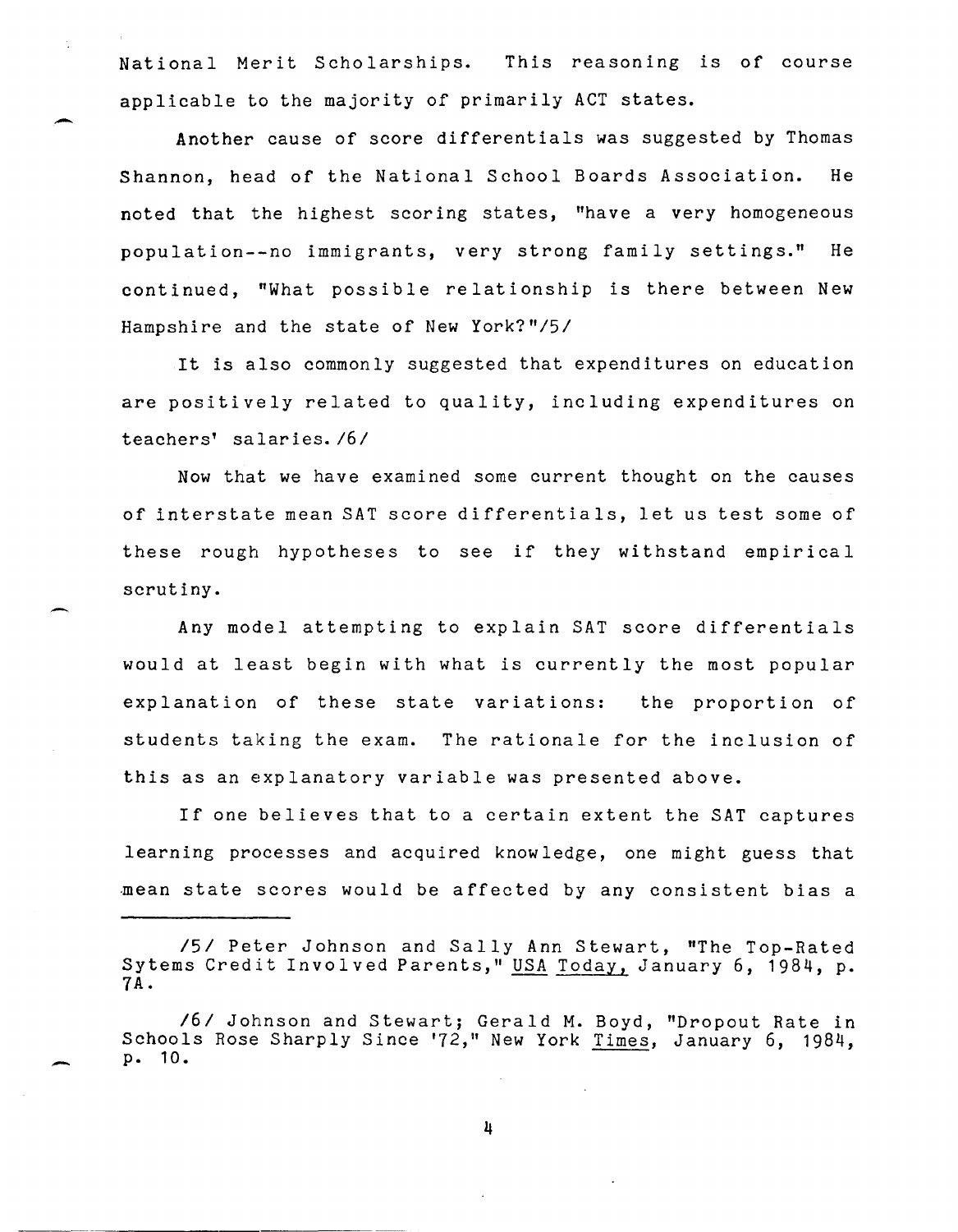National Merit Scholarships. This reasoning is of course applicable to the majority of primarily ACT states.

Another cause of score differentials was suggested by Thomas Shannon, head of the National School Boards Association. He noted that the highest scoring states, "have a very homogeneous population--no immigrants, very strong family settings." He continued, "What possible relationship is there between New Hampshire and the state of New York?"/5/

It is also commonly suggested that expenditures on education are positively related to quality, including expenditures on teachers' salaries. /6/

Now that we have examined some current thought on the causes of interstate mean SAT score differentials, let us test some of these rough hypotheses to see if they withstand empirical scrutiny.

Any model attempting to explain SAT score differentials would at least begin with what is currently the most popular explanation of these state variations: the proportion of students taking the exam. The rationale for the inclusion of this as an explanatory variable was presented above.

If one believes that to a certain extent the SAT captures learning processes and acquired knowledge, one might guess that mean state scores would be affected by any consistent bias a

---

/5/ Peter Johnson and Sally Ann Stewart, "The Top-Rated Sytems Credit Involved Parents," USA Today, January 6, 1984, p. 7A.

/6/ Johnson and Stewart; Gerald M. Boyd, "Dropout Rate in Schools Rose Sharply Since '72," New York Times, January 6, 1984, p. 10.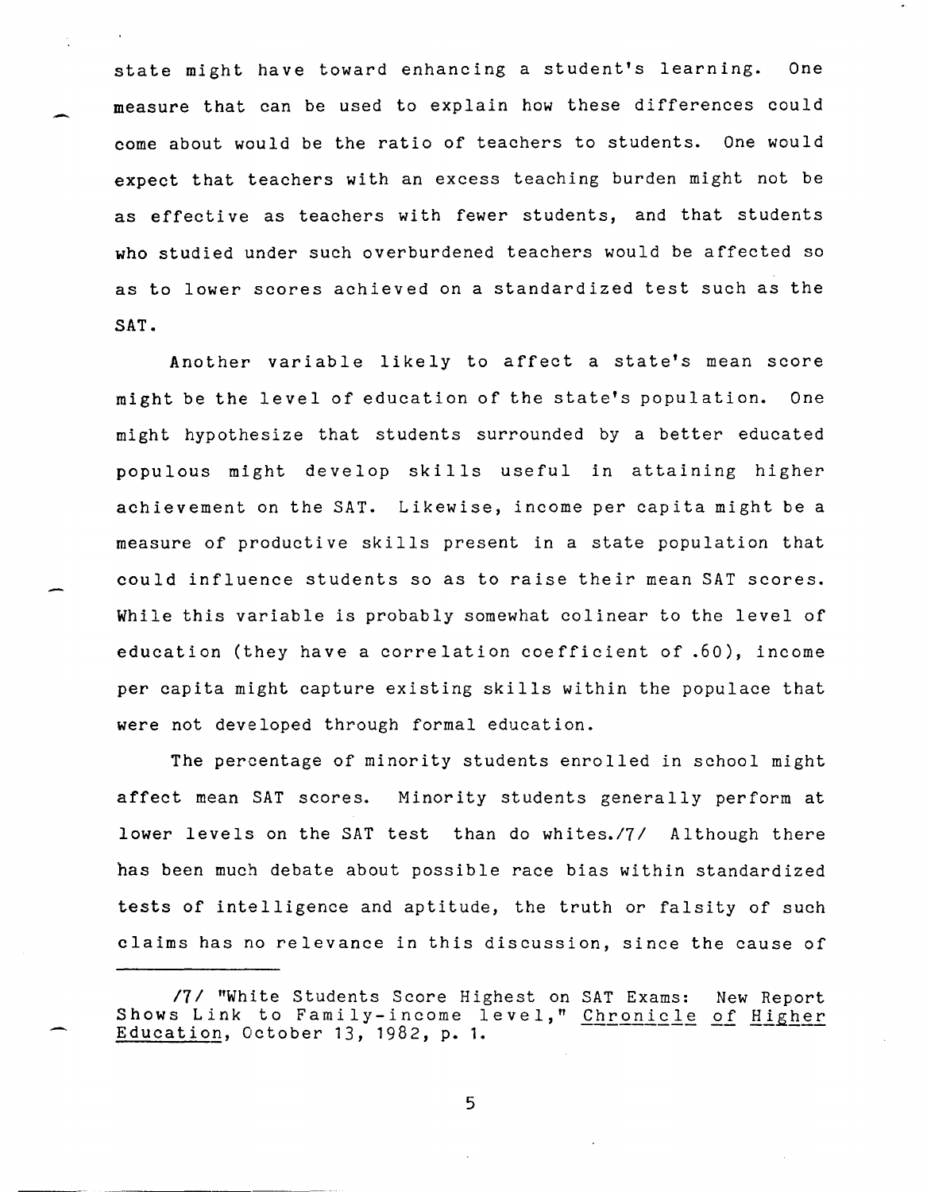state might have toward enhancing a student's learning. One measure that can be used to explain how these differences could come about would be the ratio of teachers to students. One would expect that teachers with an excess teaching burden might not be as effective as teachers with fewer students, and that students who studied under such overburdened teachers would be affected so as to lower scores achieved on a standardized test such as the SAT.

Another variable likely to affect a state's mean score might be the level of education of the state's population. One might hypothesize that students surrounded by a better educated populous might develop skills useful in attaining higher achievement on the SAT. Likewise, income per capita might be a measure of productive skills present in a state population that could influence students so as to raise their mean SAT scores. While this variable is probably somewhat colinear to the level of education (they have a correlation coefficient of .60), income per capita might capture existing skills within the populace that were not developed through formal education.

The percentage of minority students enrolled in school might affect mean SAT scores. Minority students generally perform at lower levels on the SAT test than do whites./7/ Although there has been much debate about possible race bias within standardized tests of intelligence and aptitude, the truth or falsity of such claims has no relevance in this discussion, since the cause of

---

/7/ "White Students Score Highest on SAT Exams: New Report Shows Link to Family-income level," Chronicle of Higher Education, October 13, 1982, p. 1.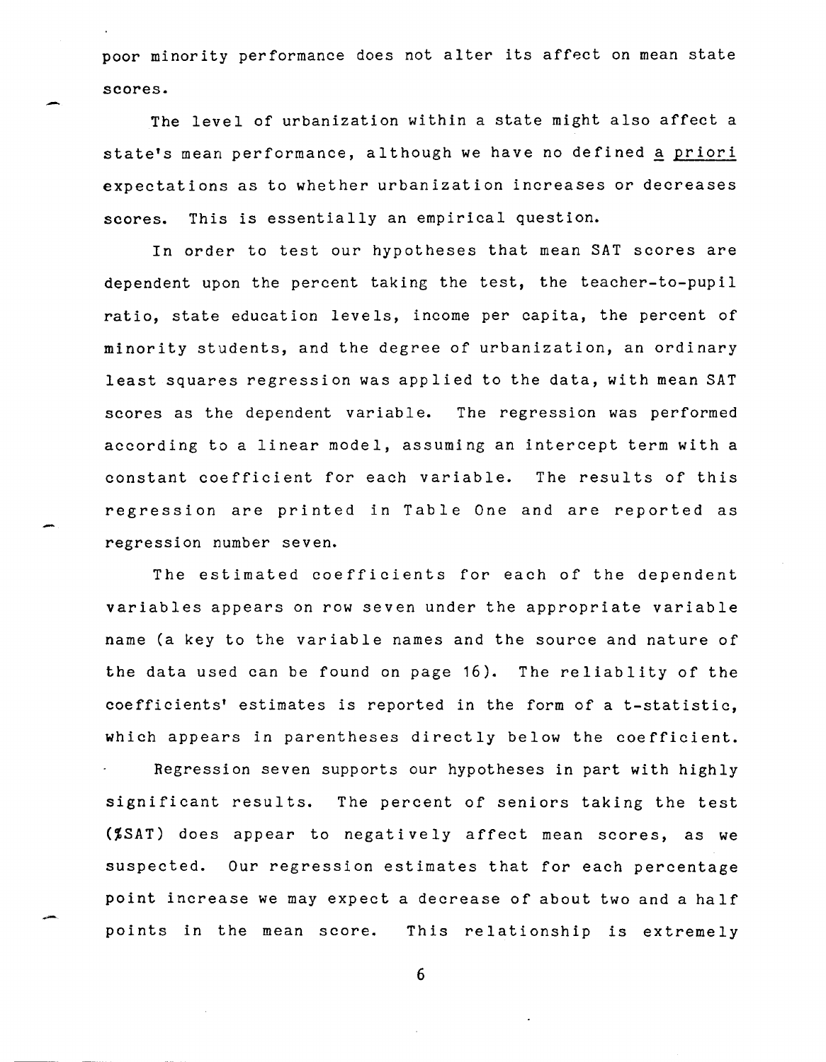poor minority performance does not alter its affect on mean state scores.

The level of urbanization within a state might also affect a state's mean performance, although we have no defined a priori expectations as to whether urbanization increases or decreases scores. This is essentially an empirical question.

In order to test our hypotheses that mean SAT scores are dependent upon the percent taking the test, the teacher-to-pupil ratio, state education levels, income per capita, the percent of minority students, and the degree of urbanization, an ordinary least squares regression was applied to the data, with mean SAT scores as the dependent variable. The regression was performed according to a linear model, assuming an intercept term with a constant coefficient for each variable. The results of this regression are printed in Table One and are reported as regression number seven.

The estimated coefficients for each of the dependent variables appears on row seven under the appropriate variable name (a key to the variable names and the source and nature of the data used can be found on page 16). The reliablity of the coefficients' estimates is reported in the form of a t-statistic, which appears in parentheses directly below the coefficient.

Regression seven supports our hypotheses in part with highly significant results. The percent of seniors taking the test (%SAT) does appear to negatively affect mean scores, as we suspected. Our regression estimates that for each percentage point increase we may expect a decrease of about two and a half points in the mean score. This relationship is extremely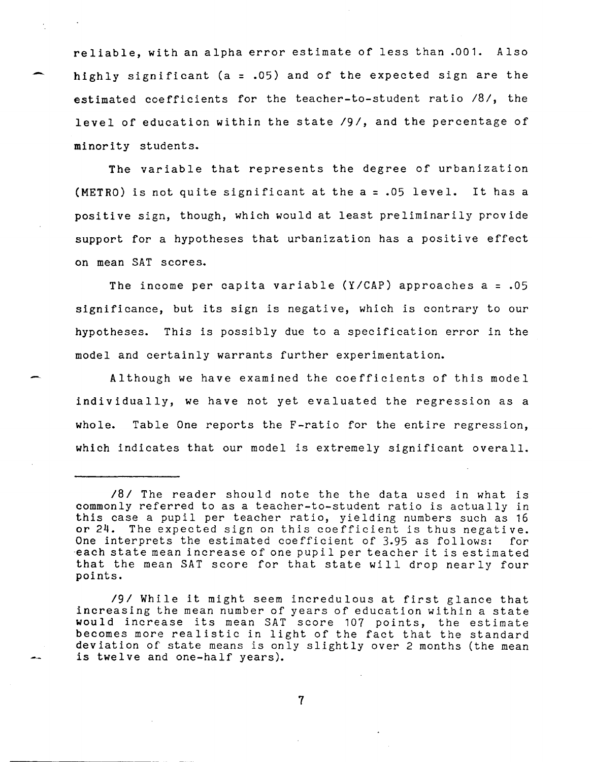reliable, with an alpha error estimate of less than .001. Also highly significant (a = .05) and of the expected sign are the estimated coefficients for the teacher-to-student ratio /8/, the level of education within the state /9/, and the percentage of minority students.

The variable that represents the degree of urbanization (METRO) is not quite significant at the a = .05 level. It has a positive sign, though, which would at least preliminarily provide support for a hypotheses that urbanization has a positive effect on mean SAT scores.

The income per capita variable (Y/CAP) approaches a = .05 significance, but its sign is negative, which is contrary to our hypotheses. This is possibly due to a specification error in the model and certainly warrants further experimentation.

Although we have examined the coefficients of this model individually, we have not yet evaluated the regression as a whole. Table One reports the F-ratio for the entire regression, which indicates that our model is extremely significant overall.

---

/8/ The reader should note the the data used in what is commonly referred to as a teacher-to-student ratio is actually in this case a pupil per teacher ratio, yielding numbers such as 16 or 24. The expected sign on this coefficient is thus negative. One interprets the estimated coefficient of 3.95 as follows: for each state mean increase of one pupil per teacher it is estimated that the mean SAT score for that state will drop nearly four points.

/9/ While it might seem incredulous at first glance that increasing the mean number of years of education within a state would increase its mean SAT score 107 points, the estimate becomes more realistic in light of the fact that the standard deviation of state means is only slightly over 2 months (the mean is twelve and one-half years).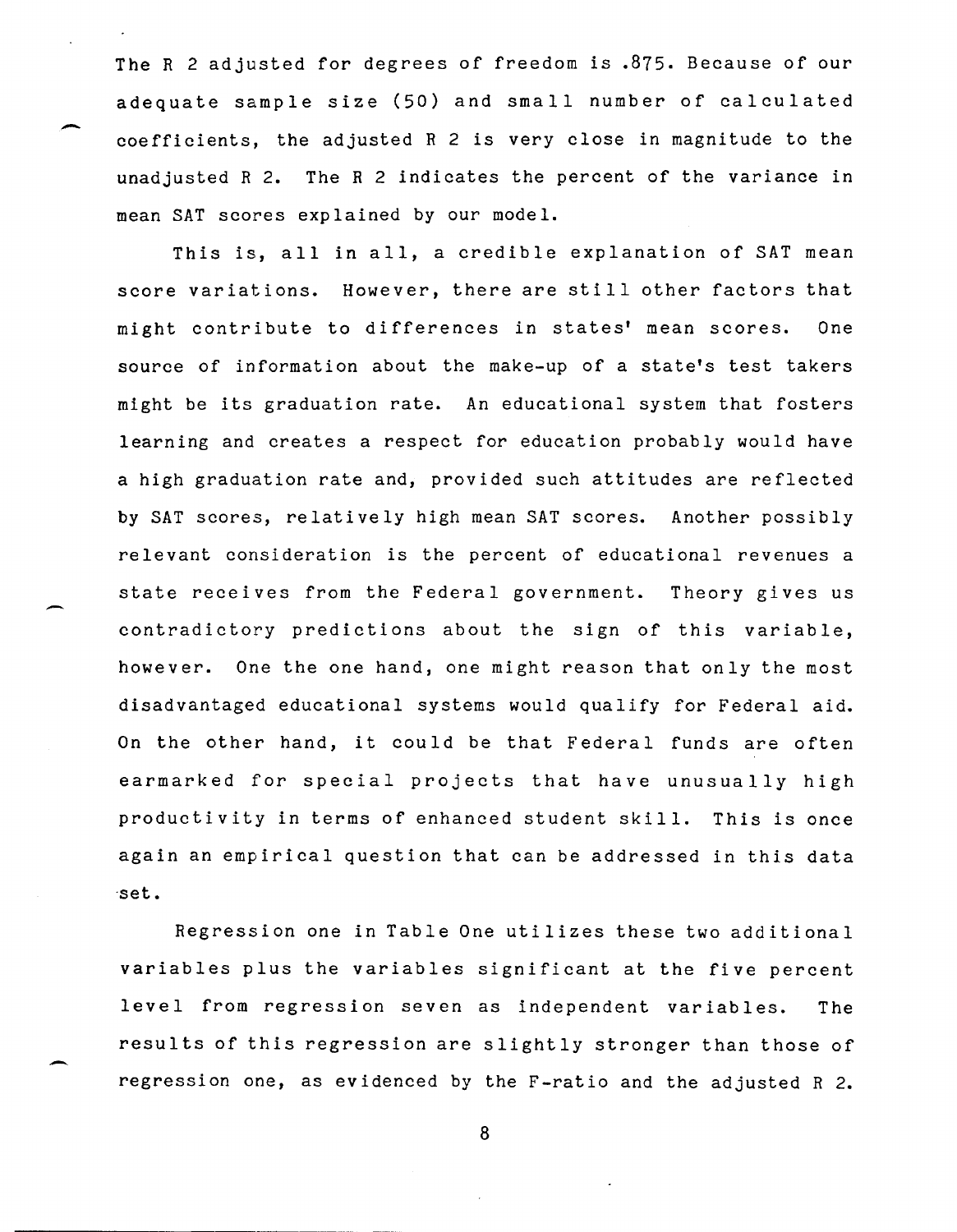The $R^2$ adjusted for degrees of freedom is .875. Because of our adequate sample size (50) and small number of calculated coefficients, the adjusted $R^2$ is very close in magnitude to the unadjusted $R^2$. The $R^2$ indicates the percent of the variance in mean SAT scores explained by our model.

This is, all in all, a credible explanation of SAT mean score variations. However, there are still other factors that might contribute to differences in states' mean scores. One source of information about the make-up of a state's test takers might be its graduation rate. An educational system that fosters learning and creates a respect for education probably would have a high graduation rate and, provided such attitudes are reflected by SAT scores, relatively high mean SAT scores. Another possibly relevant consideration is the percent of educational revenues a state receives from the Federal government. Theory gives us contradictory predictions about the sign of this variable, however. One the one hand, one might reason that only the most disadvantaged educational systems would qualify for Federal aid. On the other hand, it could be that Federal funds are often earmarked for special projects that have unusually high productivity in terms of enhanced student skill. This is once again an empirical question that can be addressed in this data set.

Regression one in Table One utilizes these two additional variables plus the variables significant at the five percent level from regression seven as independent variables. The results of this regression are slightly stronger than those of regression one, as evidenced by the F-ratio and the adjusted $R^2$.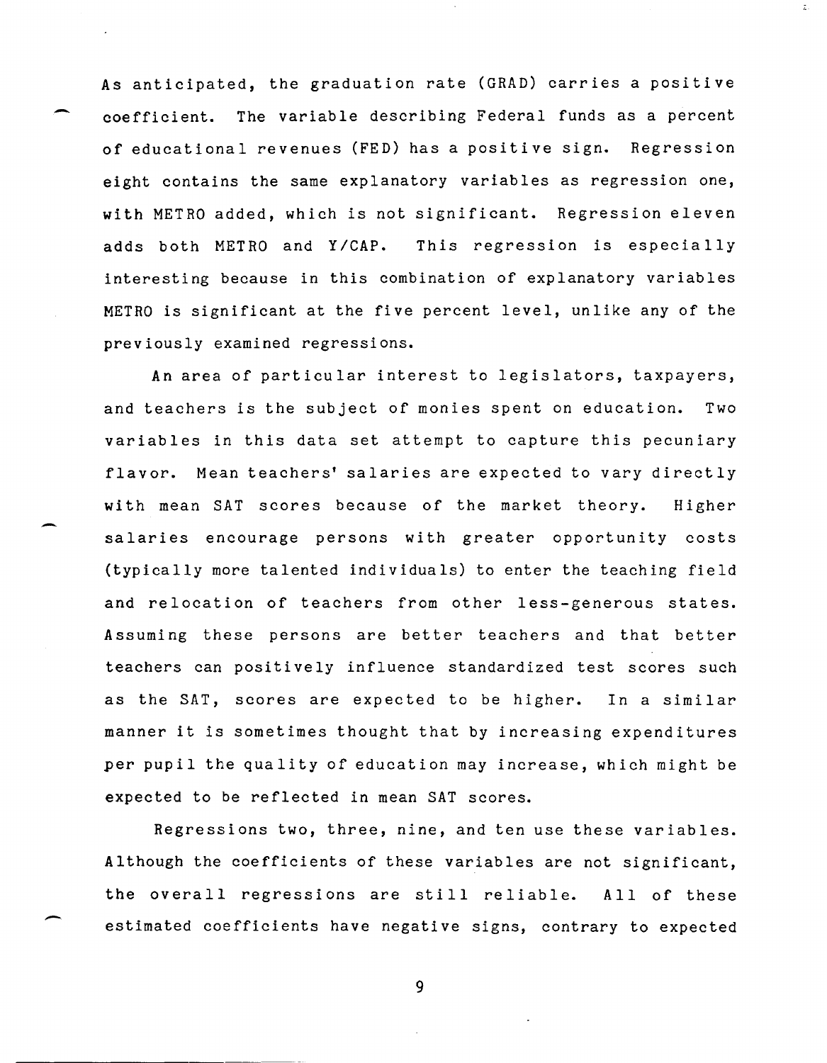As anticipated, the graduation rate (GRAD) carries a positive coefficient. The variable describing Federal funds as a percent of educational revenues (FED) has a positive sign. Regression eight contains the same explanatory variables as regression one, with METRO added, which is not significant. Regression eleven adds both METRO and Y/CAP. This regression is especially interesting because in this combination of explanatory variables METRO is significant at the five percent level, unlike any of the previously examined regressions.

An area of particular interest to legislators, taxpayers, and teachers is the subject of monies spent on education. Two variables in this data set attempt to capture this pecuniary flavor. Mean teachers' salaries are expected to vary directly with mean SAT scores because of the market theory. Higher salaries encourage persons with greater opportunity costs (typically more talented individuals) to enter the teaching field and relocation of teachers from other less-generous states. Assuming these persons are better teachers and that better teachers can positively influence standardized test scores such as the SAT, scores are expected to be higher. In a similar manner it is sometimes thought that by increasing expenditures per pupil the quality of education may increase, which might be expected to be reflected in mean SAT scores.

Regressions two, three, nine, and ten use these variables. Although the coefficients of these variables are not significant, the overall regressions are still reliable. All of these estimated coefficients have negative signs, contrary to expected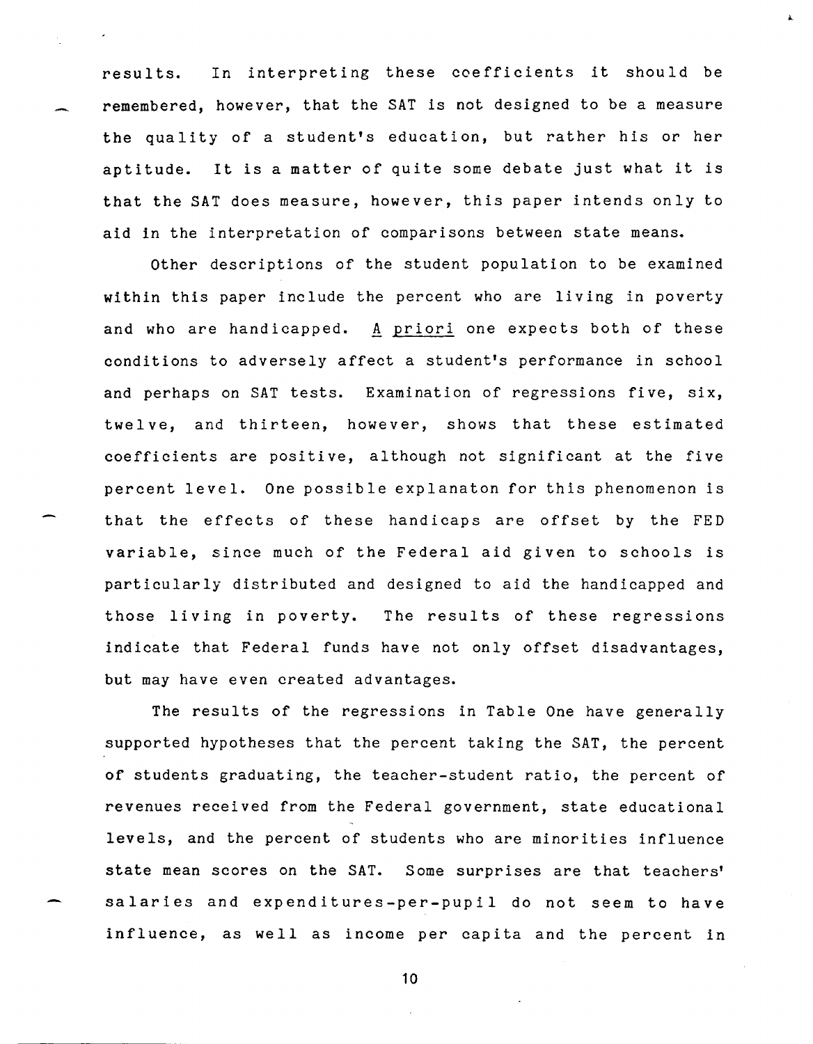results. In interpreting these coefficients it should be remembered, however, that the SAT is not designed to be a measure the quality of a student's education, but rather his or her aptitude. It is a matter of quite some debate just what it is that the SAT does measure, however, this paper intends only to aid in the interpretation of comparisons between state means.

Other descriptions of the student population to be examined within this paper include the percent who are living in poverty and who are handicapped. A priori one expects both of these conditions to adversely affect a student's performance in school and perhaps on SAT tests. Examination of regressions five, six, twelve, and thirteen, however, shows that these estimated coefficients are positive, although not significant at the five percent level. One possible explanaton for this phenomenon is that the effects of these handicaps are offset by the FED variable, since much of the Federal aid given to schools is particularly distributed and designed to aid the handicapped and those living in poverty. The results of these regressions indicate that Federal funds have not only offset disadvantages, but may have even created advantages.

The results of the regressions in Table One have generally supported hypotheses that the percent taking the SAT, the percent of students graduating, the teacher-student ratio, the percent of revenues received from the Federal government, state educational levels, and the percent of students who are minorities influence state mean scores on the SAT. Some surprises are that teachers' salaries and expenditures-per-pupil do not seem to have influence, as well as income per capita and the percent in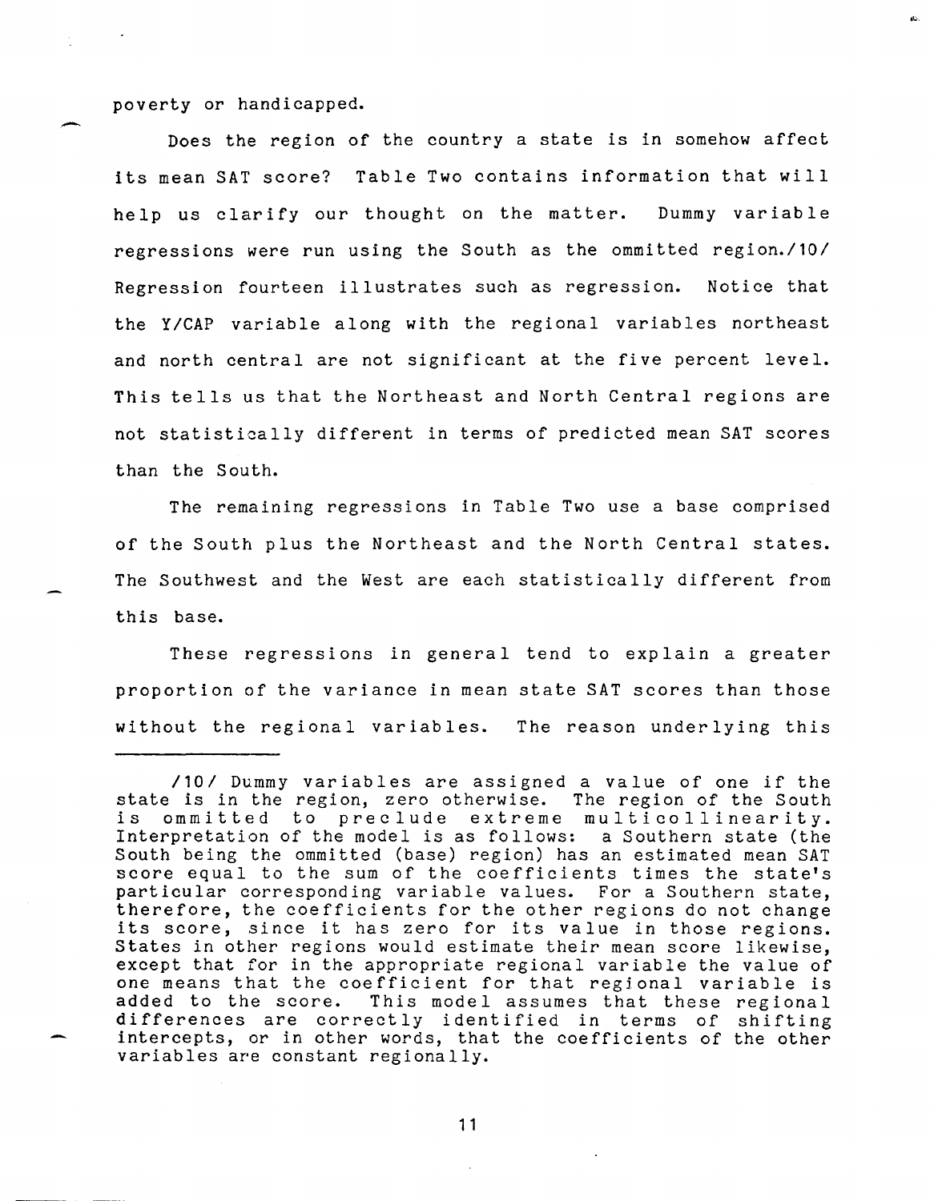poverty or handicapped.

Does the region of the country a state is in somehow affect its mean SAT score? Table Two contains information that will help us clarify our thought on the matter. Dummy variable regressions were run using the South as the ommitted region./10/ Regression fourteen illustrates such as regression. Notice that the Y/CAP variable along with the regional variables northeast and north central are not significant at the five percent level. This tells us that the Northeast and North Central regions are not statistically different in terms of predicted mean SAT scores than the South.

The remaining regressions in Table Two use a base comprised of the South plus the Northeast and the North Central states. The Southwest and the West are each statistically different from this base.

These regressions in general tend to explain a greater proportion of the variance in mean state SAT scores than those without the regional variables. The reason underlying this

---

/10/ Dummy variables are assigned a value of one if the state is in the region, zero otherwise. The region of the South is ommitted to preclude extreme multicollinearity. Interpretation of the model is as follows: a Southern state (the South being the ommitted (base) region) has an estimated mean SAT score equal to the sum of the coefficients times the state's particular corresponding variable values. For a Southern state, therefore, the coefficients for the other regions do not change its score, since it has zero for its value in those regions. States in other regions would estimate their mean score likewise, except that for in the appropriate regional variable the value of one means that the coefficient for that regional variable is added to the score. This model assumes that these regional differences are correctly identified in terms of shifting intercepts, or in other words, that the coefficients of the other variables are constant regionally.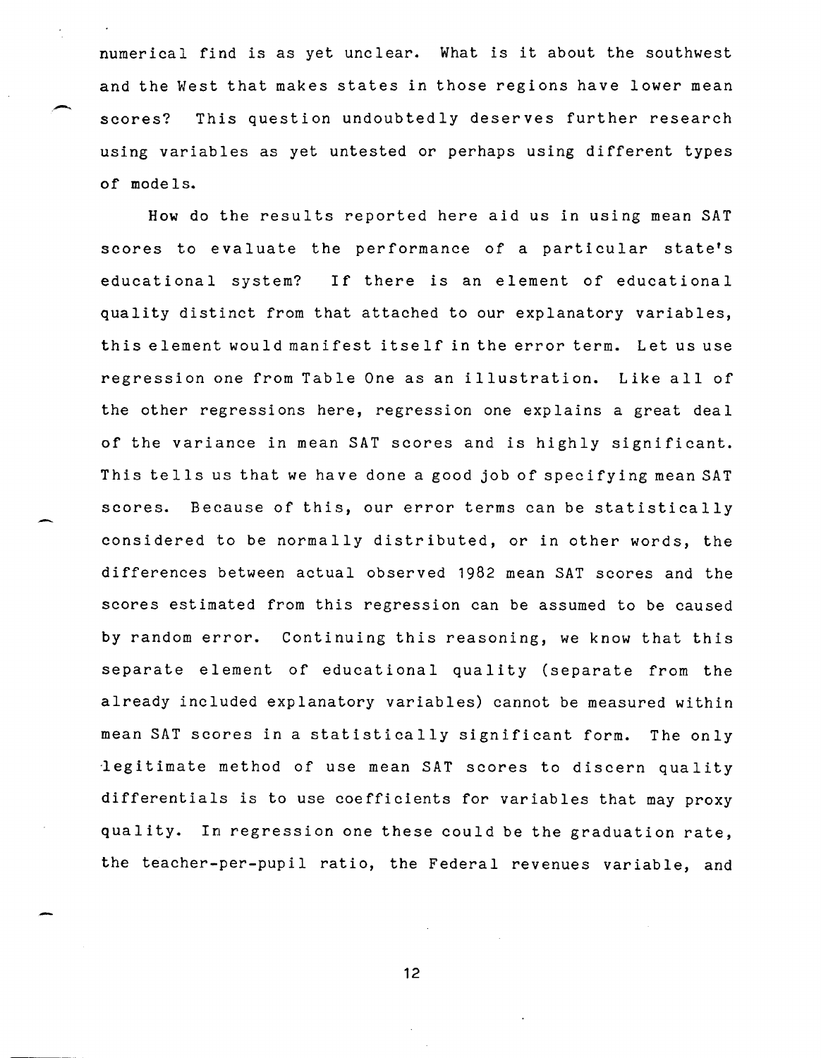numerical find is as yet unclear. What is it about the southwest and the West that makes states in those regions have lower mean scores? This question undoubtedly deserves further research using variables as yet untested or perhaps using different types of models.

How do the results reported here aid us in using mean SAT scores to evaluate the performance of a particular state's educational system? If there is an element of educational quality distinct from that attached to our explanatory variables, this element would manifest itself in the error term. Let us use regression one from Table One as an illustration. Like all of the other regressions here, regression one explains a great deal of the variance in mean SAT scores and is highly significant. This tells us that we have done a good job of specifying mean SAT scores. Because of this, our error terms can be statistically considered to be normally distributed, or in other words, the differences between actual observed 1982 mean SAT scores and the scores estimated from this regression can be assumed to be caused by random error. Continuing this reasoning, we know that this separate element of educational quality (separate from the already included explanatory variables) cannot be measured within mean SAT scores in a statistically significant form. The only legitimate method of use mean SAT scores to discern quality differentials is to use coefficients for variables that may proxy quality. In regression one these could be the graduation rate, the teacher-per-pupil ratio, the Federal revenues variable, and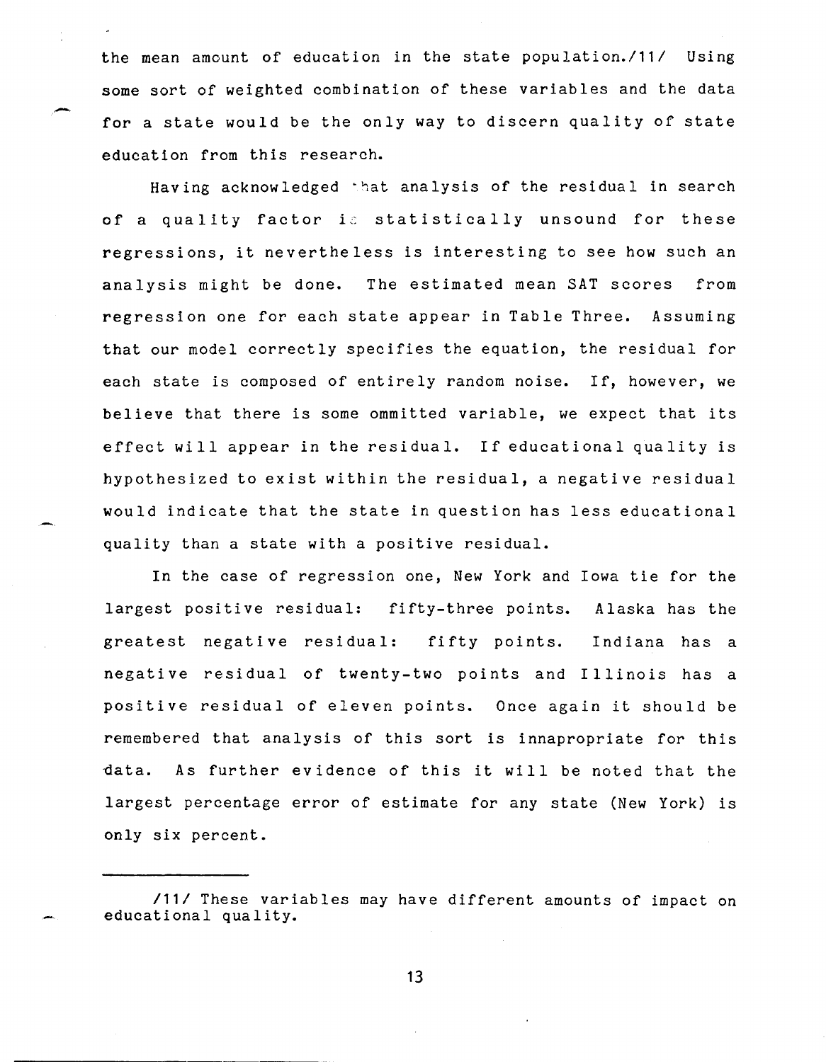the mean amount of education in the state population./11/ Using some sort of weighted combination of these variables and the data for a state would be the only way to discern quality of state education from this research.

Having acknowledged that analysis of the residual in search of a quality factor is statistically unsound for these regressions, it nevertheless is interesting to see how such an analysis might be done. The estimated mean SAT scores from regression one for each state appear in Table Three. Assuming that our model correctly specifies the equation, the residual for each state is composed of entirely random noise. If, however, we believe that there is some ommitted variable, we expect that its effect will appear in the residual. If educational quality is hypothesized to exist within the residual, a negative residual would indicate that the state in question has less educational quality than a state with a positive residual.

In the case of regression one, New York and Iowa tie for the largest positive residual: fifty-three points. Alaska has the greatest negative residual: fifty points. Indiana has a negative residual of twenty-two points and Illinois has a positive residual of eleven points. Once again it should be remembered that analysis of this sort is innapropriate for this data. As further evidence of this it will be noted that the largest percentage error of estimate for any state (New York) is only six percent.

---

/11/ These variables may have different amounts of impact on educational quality.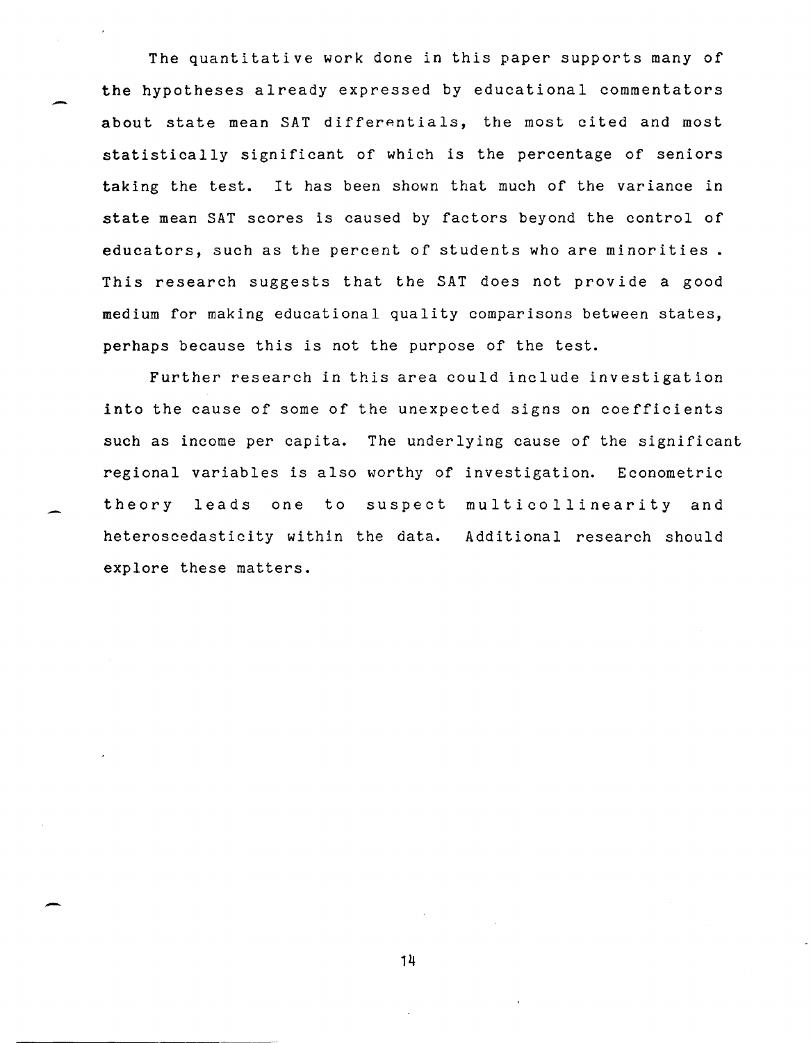The quantitative work done in this paper supports many of the hypotheses already expressed by educational commentators about state mean SAT differentials, the most cited and most statistically significant of which is the percentage of seniors taking the test. It has been shown that much of the variance in state mean SAT scores is caused by factors beyond the control of educators, such as the percent of students who are minorities . This research suggests that the SAT does not provide a good medium for making educational quality comparisons between states, perhaps because this is not the purpose of the test.

Further research in this area could include investigation into the cause of some of the unexpected signs on coefficients such as income per capita. The underlying cause of the significant regional variables is also worthy of investigation. Econometric theory leads one to suspect multicollinearity and heteroscedasticity within the data. Additional research should explore these matters.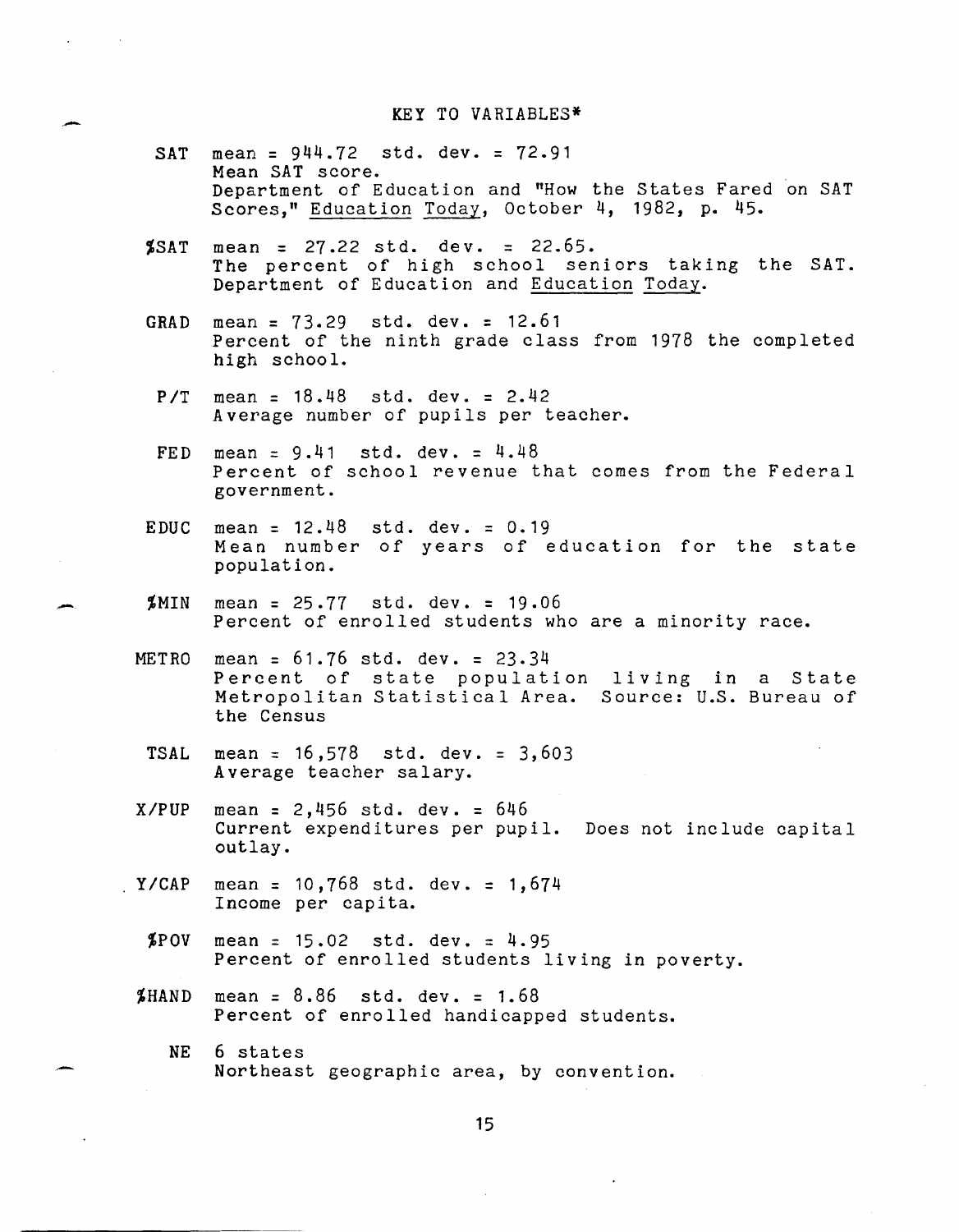## KEY TO VARIABLES*

**SAT** mean = 944.72 std. dev. = 72.91
Mean SAT score.
Department of Education and "How the States Fared on SAT Scores," Education Today, October 4, 1982, p. 45.

**%SAT** mean = 27.22 std. dev. = 22.65.
The percent of high school seniors taking the SAT.
Department of Education and Education Today.

**GRAD** mean = 73.29 std. dev. = 12.61
Percent of the ninth grade class from 1978 the completed high school.

**P/T** mean = 18.48 std. dev. = 2.42
Average number of pupils per teacher.

**FED** mean = 9.41 std. dev. = 4.48
Percent of school revenue that comes from the Federal government.

**EDUC** mean = 12.48 std. dev. = 0.19
Mean number of years of education for the state population.

**%MIN** mean = 25.77 std. dev. = 19.06
Percent of enrolled students who are a minority race.

**METRO** mean = 61.76 std. dev. = 23.34
Percent of state population living in a State Metropolitan Statistical Area. Source: U.S. Bureau of the Census

**TSAL** mean = 16,578 std. dev. = 3,603
Average teacher salary.

**X/PUP** mean = 2,456 std. dev. = 646
Current expenditures per pupil. Does not include capital outlay.

**Y/CAP** mean = 10,768 std. dev. = 1,674
Income per capita.

**%POV** mean = 15.02 std. dev. = 4.95
Percent of enrolled students living in poverty.

**%HAND** mean = 8.86 std. dev. = 1.68
Percent of enrolled handicapped students.

**NE** 6 states
Northeast geographic area, by convention.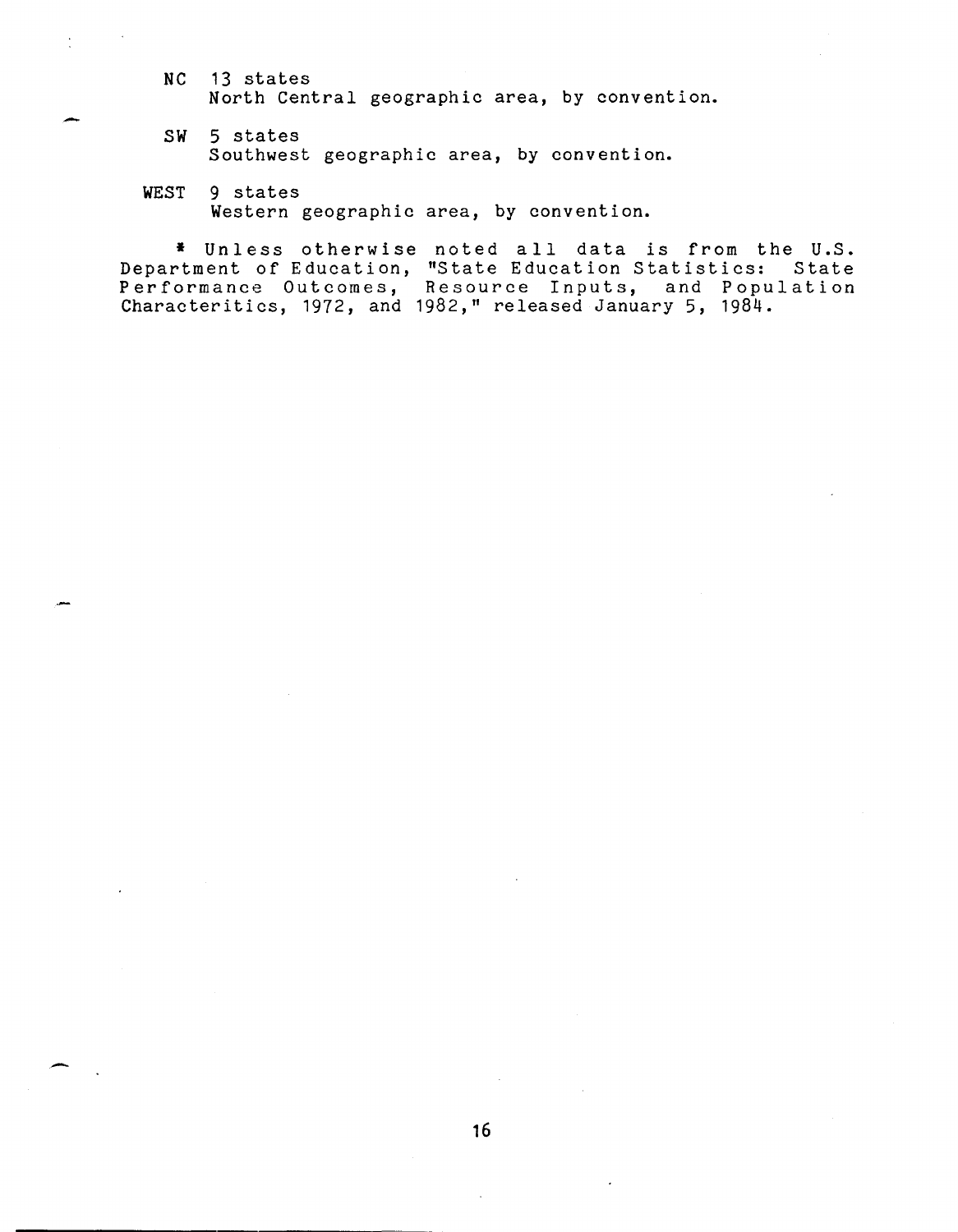NC 13 states
North Central geographic area, by convention.

SW 5 states
Southwest geographic area, by convention.

WEST 9 states
Western geographic area, by convention.

* Unless otherwise noted all data is from the U.S. Department of Education, "State Education Statistics: State Performance Outcomes, Resource Inputs, and Population Characteritics, 1972, and 1982," released January 5, 1984.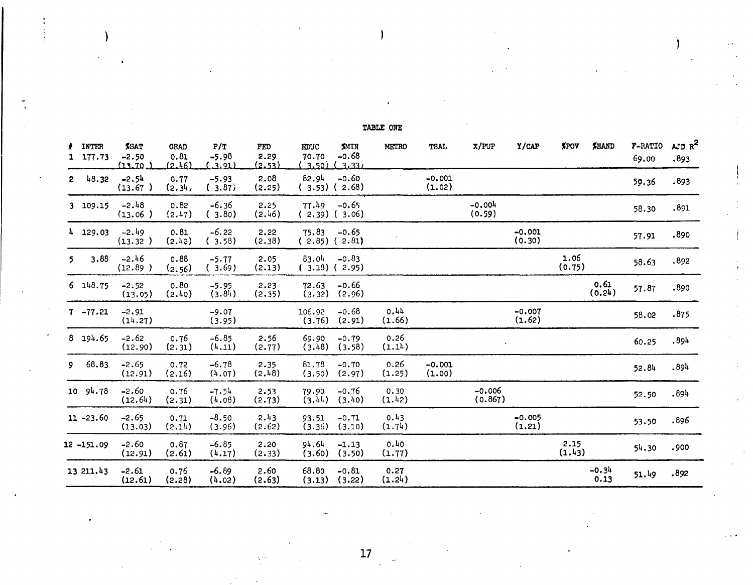TABLE ONE

| # | INTER | %SAT | GRAD | P/T | FED | EDUC | %MIN | METRO | TSAL | X/PUP | Y/CAP | %POV | %HAND | F-RATIO | AJD $R^2$ |
|---|---|---|---|---|---|---|---|---|---|---|---|---|---|---|---|
| 1 | 177.73 | -2.50 (13.70) | 0.81 (2.46) | -5.98 (3.91) | 2.29 (2.53) | 70.70 (3.50) | -0.68 (3.33) | | | | | | | 69.00 | .893 |
| 2 | 48.32 | -2.54 (13.67) | 0.77 (2.34) | -5.93 (3.87) | 2.08 (2.25) | 82.94 (3.53) | -0.60 (2.68) | | -0.001 (1.02) | | | | | 59.36 | .893 |
| 3 | 109.15 | -2.48 (13.06) | 0.82 (2.47) | -6.36 (3.80) | 2.25 (2.46) | 77.49 (2.39) | -0.65 (3.06) | | | -0.004 (0.59) | | | | 58.30 | .891 |
| 4 | 129.03 | -2.49 (13.32) | 0.81 (2.42) | -6.22 (3.58) | 2.22 (2.38) | 75.83 (2.85) | -0.65 (2.81) | | | | -0.001 (0.30) | | | 57.91 | .890 |
| 5 | 3.88 | -2.46 (12.89) | 0.88 (2.56) | -5.77 (3.69) | 2.05 (2.13) | 83.04 (3.18) | -0.83 (2.95) | | | | | 1.06 (0.75) | | 58.63 | .892 |
| 6 | 148.75 | -2.52 (13.05) | 0.80 (2.40) | -5.95 (3.84) | 2.23 (2.35) | 72.63 (3.32) | -0.66 (2.96) | | | | | | 0.61 (0.24) | 57.87 | .890 |
| 7 | -77.21 | -2.91 (14.27) | | -9.07 (3.95) | | 106.92 (3.76) | -0.68 (2.91) | 0.44 (1.66) | | | -0.007 (1.62) | | | 58.02 | .875 |
| 8 | 194.65 | -2.62 (12.90) | 0.76 (2.31) | -6.85 (4.11) | 2.56 (2.77) | 69.90 (3.48) | -0.79 (3.58) | 0.26 (1.14) | | | | | | 60.25 | .894 |
| 9 | 68.83 | -2.65 (12.91) | 0.72 (2.16) | -6.78 (4.07) | 2.35 (2.48) | 81.78 (3.50) | -0.70 (2.97) | 0.26 (1.25) | -0.001 (1.00) | | | | | 52.84 | .894 |
| 10 | 94.78 | -2.60 (12.64) | 0.76 (2.31) | -7.54 (4.08) | 2.53 (2.73) | 79.90 (3.44) | -0.76 (3.40) | 0.30 (1.42) | | -0.006 (0.867) | | | | 52.50 | .894 |
| 11 | -23.60 | -2.65 (13.03) | 0.71 (2.14) | -8.50 (3.96) | 2.43 (2.62) | 93.51 (3.36) | -0.71 (3.10) | 0.43 (1.74) | | | -0.005 (1.21) | | | 53.50 | .896 |
| 12 | -151.09 | -2.60 (12.91) | 0.87 (2.61) | -6.85 (4.17) | 2.20 (2.33) | 94.64 (3.60) | -1.13 (3.50) | 0.40 (1.77) | | | | 2.15 (1.43) | | 54.30 | .900 |
| 13 | 211.43 | -2.61 (12.61) | 0.76 (2.28) | -6.89 (4.02) | 2.60 (2.63) | 68.80 (3.13) | -0.81 (3.22) | 0.27 (1.24) | | | | | -0.34 0.13 | 51.49 | .892 |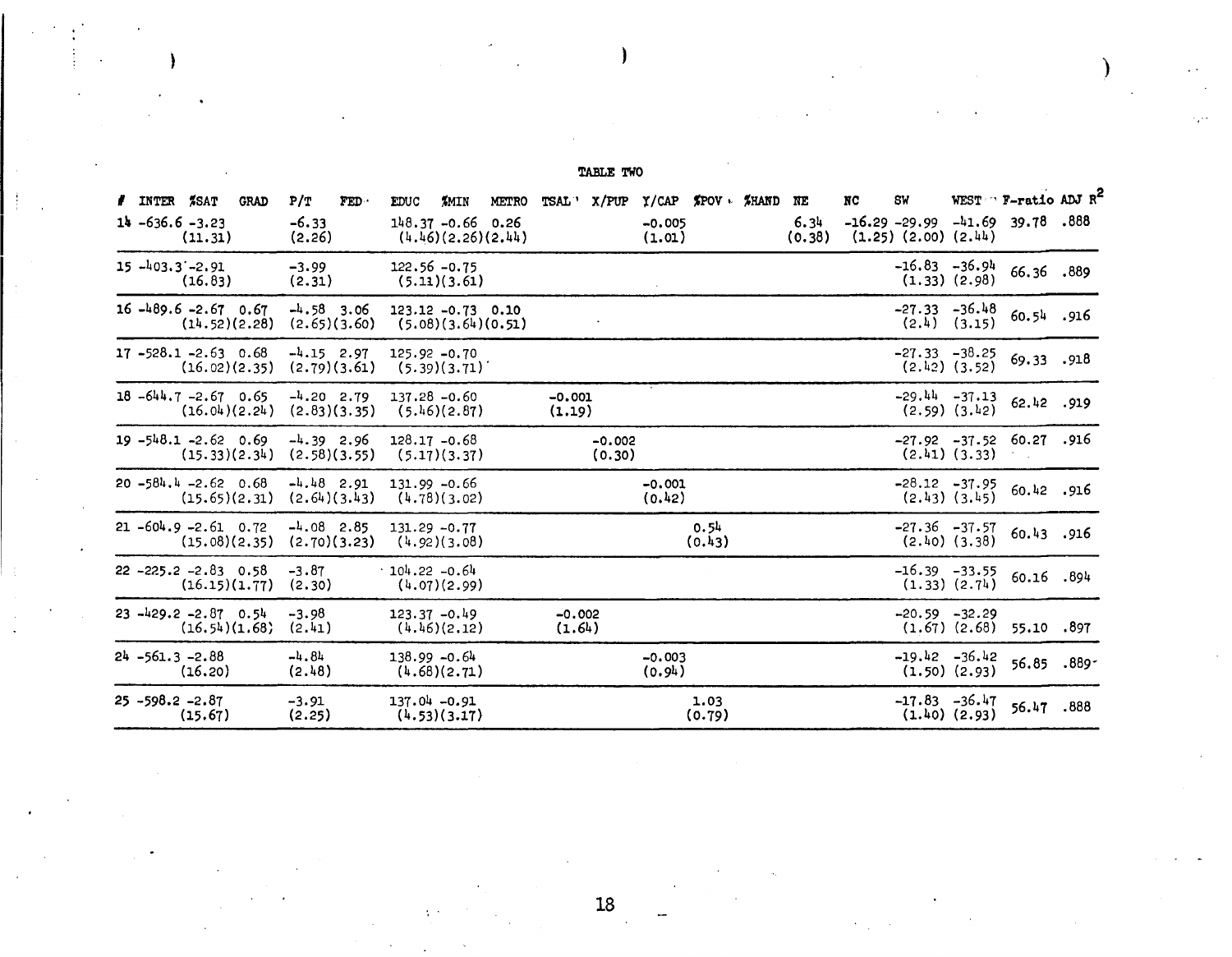TABLE TWO

| # | INTER | %SAT | GRAD | P/T | FED | EDUC | %MIN | METRO | TSAL | X/PUP | Y/CAP | %POV | %HAND | NE | NC | SW | WEST | F-ratio | ADJ $R^2$ |
|---|---|---|---|---|---|---|---|---|---|---|---|---|---|---|---|---|---|---|---|
| 14 | -636.6 | -3.23 (11.31) | | -6.33 (2.26) | | 148.37 (4.46) | -0.66 (2.26) | 0.26 (2.44) | | | -0.005 (1.01) | | | 6.34 (0.38) | -16.29 (1.25) | -29.99 (2.00) | -41.69 (2.44) | 39.78 | .888 |
| 15 | -403.3 | -2.91 (16.83) | | -3.99 (2.31) | | 122.56 (5.11) | -0.75 (3.61) | | | | | | | | | -16.83 (1.33) | -36.94 (2.98) | 66.36 | .889 |
| 16 | -489.6 | -2.67 (14.52) | 0.67 (2.28) | -4.58 (2.65) | 3.06 (3.60) | 123.12 (5.08) | -0.73 (3.64) | 0.10 (0.51) | | | | | | | | -27.33 (2.4) | -36.48 (3.15) | 60.54 | .916 |
| 17 | -528.1 | -2.63 (16.02) | 0.68 (2.35) | -4.15 (2.79) | 2.97 (3.61) | 125.92 (5.39) | -0.70 (3.71) | | | | | | | | | -27.33 (2.42) | -38.25 (3.52) | 69.33 | .918 |
| 18 | -644.7 | -2.67 (16.04) | 0.65 (2.24) | -4.20 (2.83) | 2.79 (3.35) | 137.28 (5.46) | -0.60 (2.87) | | -0.001 (1.19) | | | | | | | -29.44 (2.59) | -37.13 (3.42) | 62.42 | .919 |
| 19 | -548.1 | -2.62 (15.33) | 0.69 (2.34) | -4.39 (2.58) | 2.96 (3.55) | 128.17 (5.17) | -0.68 (3.37) | | | -0.002 (0.30) | | | | | | -27.92 (2.41) | -37.52 (3.33) | 60.27 | .916 |
| 20 | -584.4 | -2.62 (15.65) | 0.68 (2.31) | -4.48 (2.64) | 2.91 (3.43) | 131.99 (4.78) | -0.66 (3.02) | | | | -0.001 (0.42) | | | | | -28.12 (2.43) | -37.95 (3.45) | 60.42 | .916 |
| 21 | -604.9 | -2.61 (15.08) | 0.72 (2.35) | -4.08 (2.70) | 2.85 (3.23) | 131.29 (4.92) | -0.77 (3.08) | | | | | 0.54 (0.43) | | | | -27.36 (2.40) | -37.57 (3.38) | 60.43 | .916 |
| 22 | -225.2 | -2.83 (16.15) | 0.58 (1.77) | -3.87 (2.30) | | 104.22 (4.07) | -0.64 (2.99) | | | | | | | | | -16.39 (1.33) | -33.55 (2.74) | 60.16 | .894 |
| 23 | -429.2 | -2.87 (16.54) | 0.54 (1.68) | -3.98 (2.41) | | 123.37 (4.46) | -0.49 (2.12) | | -0.002 (1.64) | | | | | | | -20.59 (1.67) | -32.29 (2.68) | 55.10 | .897 |
| 24 | -561.3 | -2.88 (16.20) | | -4.84 (2.48) | | 138.99 (4.68) | -0.64 (2.71) | | | | -0.003 (0.94) | | | | | -19.42 (1.50) | -36.42 (2.93) | 56.85 | .889 |
| 25 | -598.2 | -2.87 (15.67) | | -3.91 (2.25) | | 137.04 (4.53) | -0.91 (3.17) | | | | | 1.03 (0.79) | | | | -17.83 (1.40) | -36.47 (2.93) | 56.47 | .888 |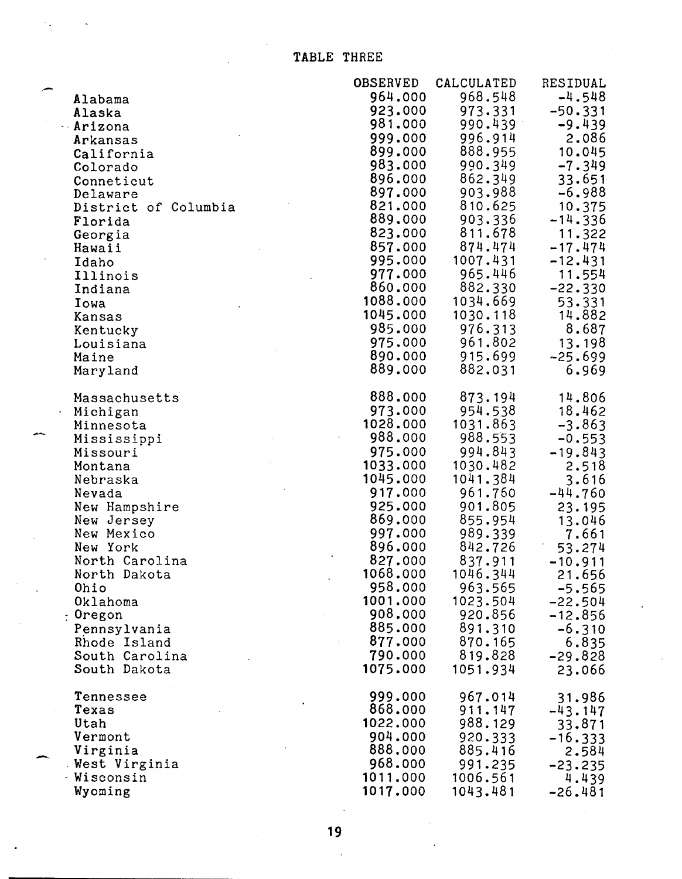# TABLE THREE

| | OBSERVED | CALCULATED | RESIDUAL |
|---|---|---|---|
| Alabama | 964.000 | 968.548 | -4.548 |
| Alaska | 923.000 | 973.331 | -50.331 |
| Arizona | 981.000 | 990.439 | -9.439 |
| Arkansas | 999.000 | 996.914 | 2.086 |
| California | 899.000 | 888.955 | 10.045 |
| Colorado | 983.000 | 990.349 | -7.349 |
| Conneticut | 896.000 | 862.349 | 33.651 |
| Delaware | 897.000 | 903.988 | -6.988 |
| District of Columbia | 821.000 | 810.625 | 10.375 |
| Florida | 889.000 | 903.336 | -14.336 |
| Georgia | 823.000 | 811.678 | 11.322 |
| Hawaii | 857.000 | 874.474 | -17.474 |
| Idaho | 995.000 | 1007.431 | -12.431 |
| Illinois | 977.000 | 965.446 | 11.554 |
| Indiana | 860.000 | 882.330 | -22.330 |
| Iowa | 1088.000 | 1034.669 | 53.331 |
| Kansas | 1045.000 | 1030.118 | 14.882 |
| Kentucky | 985.000 | 976.313 | 8.687 |
| Louisiana | 975.000 | 961.802 | 13.198 |
| Maine | 890.000 | 915.699 | -25.699 |
| Maryland | 889.000 | 882.031 | 6.969 |
| Massachusetts | 888.000 | 873.194 | 14.806 |
| Michigan | 973.000 | 954.538 | 18.462 |
| Minnesota | 1028.000 | 1031.863 | -3.863 |
| Mississippi | 988.000 | 988.553 | -0.553 |
| Missouri | 975.000 | 994.843 | -19.843 |
| Montana | 1033.000 | 1030.482 | 2.518 |
| Nebraska | 1045.000 | 1041.384 | 3.616 |
| Nevada | 917.000 | 961.760 | -44.760 |
| New Hampshire | 925.000 | 901.805 | 23.195 |
| New Jersey | 869.000 | 855.954 | 13.046 |
| New Mexico | 997.000 | 989.339 | 7.661 |
| New York | 896.000 | 842.726 | 53.274 |
| North Carolina | 827.000 | 837.911 | -10.911 |
| North Dakota | 1068.000 | 1046.344 | 21.656 |
| Ohio | 958.000 | 963.565 | -5.565 |
| Oklahoma | 1001.000 | 1023.504 | -22.504 |
| Oregon | 908.000 | 920.856 | -12.856 |
| Pennsylvania | 885.000 | 891.310 | -6.310 |
| Rhode Island | 877.000 | 870.165 | 6.835 |
| South Carolina | 790.000 | 819.828 | -29.828 |
| South Dakota | 1075.000 | 1051.934 | 23.066 |
| Tennessee | 999.000 | 967.014 | 31.986 |
| Texas | 868.000 | 911.147 | -43.147 |
| Utah | 1022.000 | 988.129 | 33.871 |
| Vermont | 904.000 | 920.333 | -16.333 |
| Virginia | 888.000 | 885.416 | 2.584 |
| West Virginia | 968.000 | 991.235 | -23.235 |
| Wisconsin | 1011.000 | 1006.561 | 4.439 |
| Wyoming | 1017.000 | 1043.481 | -26.481 |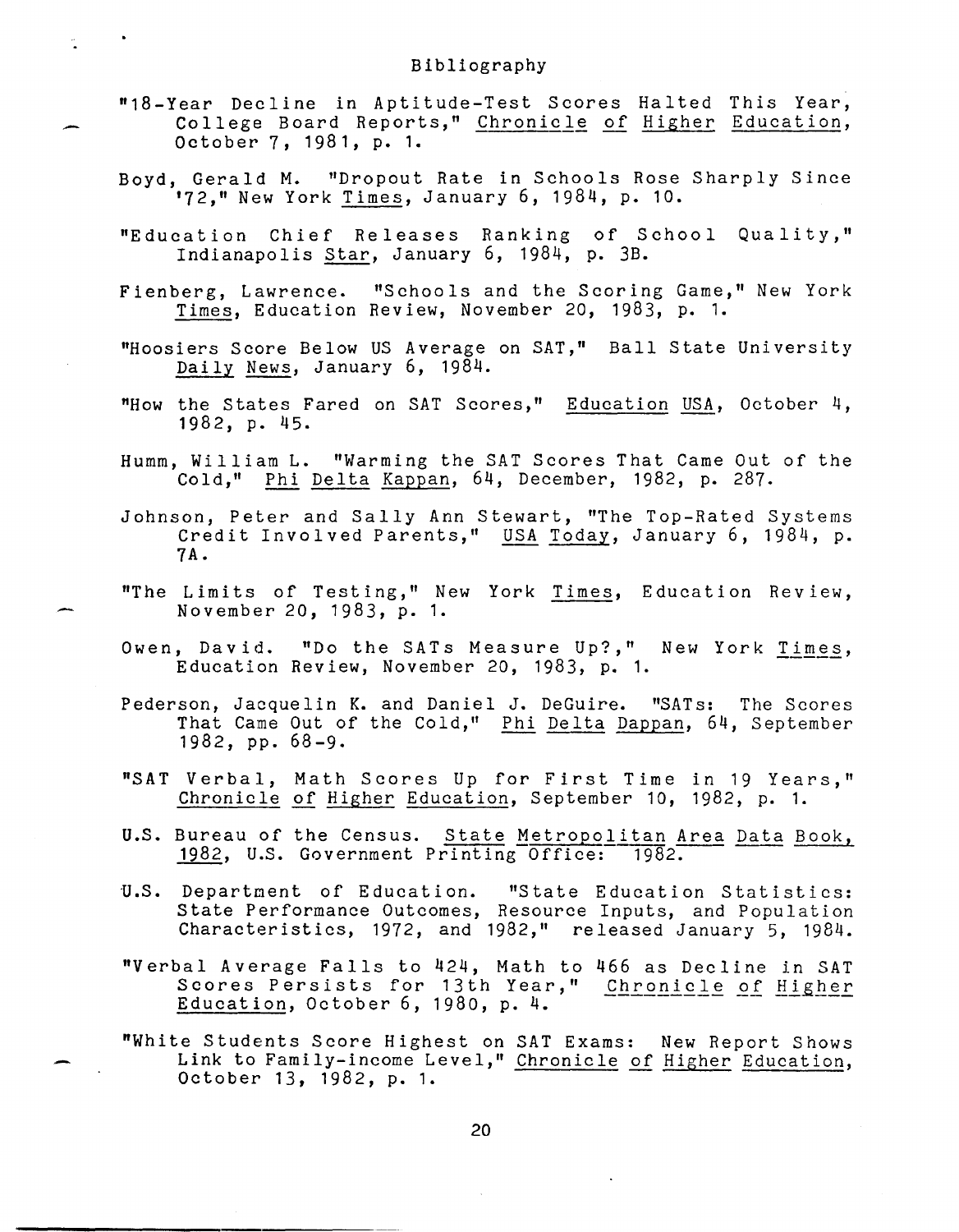# Bibliography

"18-Year Decline in Aptitude-Test Scores Halted This Year, College Board Reports," Chronicle of Higher Education, October 7, 1981, p. 1.

Boyd, Gerald M. "Dropout Rate in Schools Rose Sharply Since '72," New York Times, January 6, 1984, p. 10.

"Education Chief Releases Ranking of School Quality," Indianapolis Star, January 6, 1984, p. 3B.

Fienberg, Lawrence. "Schools and the Scoring Game," New York Times, Education Review, November 20, 1983, p. 1.

"Hoosiers Score Below US Average on SAT," Ball State University Daily News, January 6, 1984.

"How the States Fared on SAT Scores," Education USA, October 4, 1982, p. 45.

Humm, William L. "Warming the SAT Scores That Came Out of the Cold," Phi Delta Kappan, 64, December, 1982, p. 287.

Johnson, Peter and Sally Ann Stewart, "The Top-Rated Systems Credit Involved Parents," USA Today, January 6, 1984, p. 7A.

"The Limits of Testing," New York Times, Education Review, November 20, 1983, p. 1.

Owen, David. "Do the SATs Measure Up?," New York Times, Education Review, November 20, 1983, p. 1.

Pederson, Jacquelin K. and Daniel J. DeGuire. "SATs: The Scores That Came Out of the Cold," Phi Delta Dappan, 64, September 1982, pp. 68-9.

"SAT Verbal, Math Scores Up for First Time in 19 Years," Chronicle of Higher Education, September 10, 1982, p. 1.

U.S. Bureau of the Census. State Metropolitan Area Data Book, 1982, U.S. Government Printing Office: 1982.

U.S. Department of Education. "State Education Statistics: State Performance Outcomes, Resource Inputs, and Population Characteristics, 1972, and 1982," released January 5, 1984.

"Verbal Average Falls to 424, Math to 466 as Decline in SAT Scores Persists for 13th Year," Chronicle of Higher Education, October 6, 1980, p. 4.

"White Students Score Highest on SAT Exams: New Report Shows Link to Family-income Level," Chronicle of Higher Education, October 13, 1982, p. 1.